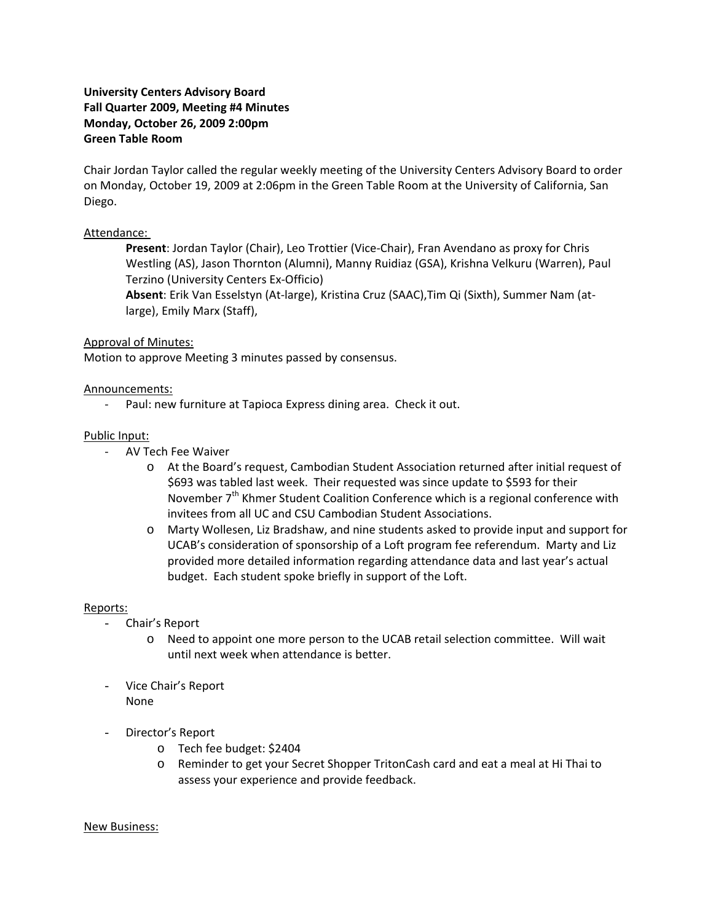**University Centers Advisory Board**
**Fall Quarter 2009, Meeting #4 Minutes**
**Monday, October 26, 2009 2:00pm**
**Green Table Room**

Chair Jordan Taylor called the regular weekly meeting of the University Centers Advisory Board to order on Monday, October 19, 2009 at 2:06pm in the Green Table Room at the University of California, San Diego.

Attendance:

> **Present**: Jordan Taylor (Chair), Leo Trottier (Vice-Chair), Fran Avendano as proxy for Chris Westling (AS), Jason Thornton (Alumni), Manny Ruidiaz (GSA), Krishna Velkuru (Warren), Paul Terzino (University Centers Ex-Officio)
> **Absent**: Erik Van Esselstyn (At-large), Kristina Cruz (SAAC),Tim Qi (Sixth), Summer Nam (at-large), Emily Marx (Staff),

Approval of Minutes:
Motion to approve Meeting 3 minutes passed by consensus.

Announcements:

- Paul: new furniture at Tapioca Express dining area. Check it out.

Public Input:

- AV Tech Fee Waiver
  - At the Board's request, Cambodian Student Association returned after initial request of $693 was tabled last week. Their requested was since update to $593 for their November 7th Khmer Student Coalition Conference which is a regional conference with invitees from all UC and CSU Cambodian Student Associations.
  - Marty Wollesen, Liz Bradshaw, and nine students asked to provide input and support for UCAB's consideration of sponsorship of a Loft program fee referendum. Marty and Liz provided more detailed information regarding attendance data and last year's actual budget. Each student spoke briefly in support of the Loft.

Reports:

- Chair's Report
  - Need to appoint one more person to the UCAB retail selection committee. Will wait until next week when attendance is better.
- Vice Chair's Report
  None
- Director's Report
  - Tech fee budget: $2404
  - Reminder to get your Secret Shopper TritonCash card and eat a meal at Hi Thai to assess your experience and provide feedback.

New Business: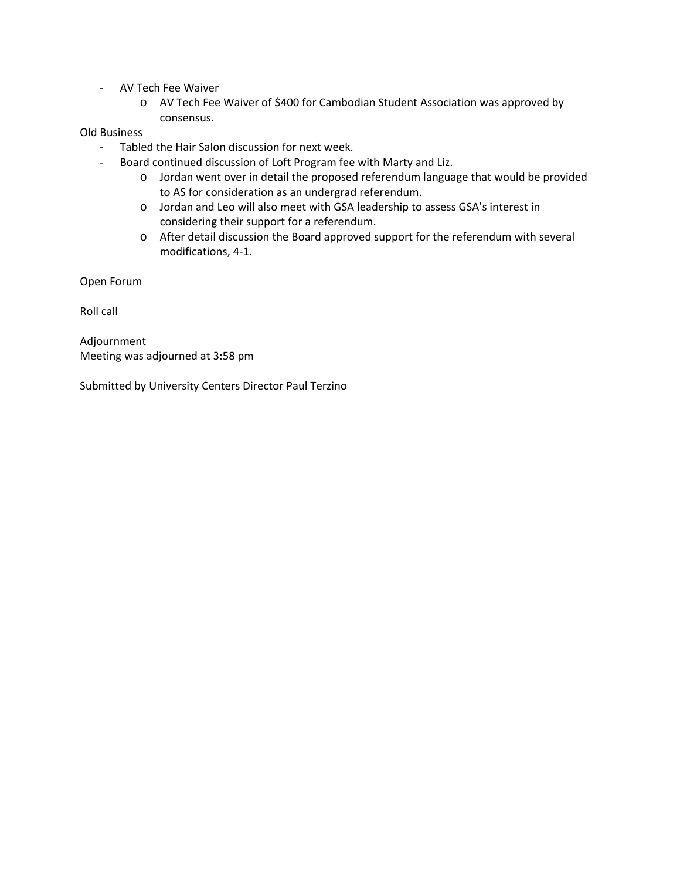- AV Tech Fee Waiver
    - AV Tech Fee Waiver of $400 for Cambodian Student Association was approved by consensus.

<u>Old Business</u>

- Tabled the Hair Salon discussion for next week.
- Board continued discussion of Loft Program fee with Marty and Liz.
    - Jordan went over in detail the proposed referendum language that would be provided to AS for consideration as an undergrad referendum.
    - Jordan and Leo will also meet with GSA leadership to assess GSA's interest in considering their support for a referendum.
    - After detail discussion the Board approved support for the referendum with several modifications, 4-1.

<u>Open Forum</u>

<u>Roll call</u>

<u>Adjournment</u>
Meeting was adjourned at 3:58 pm

Submitted by University Centers Director Paul Terzino